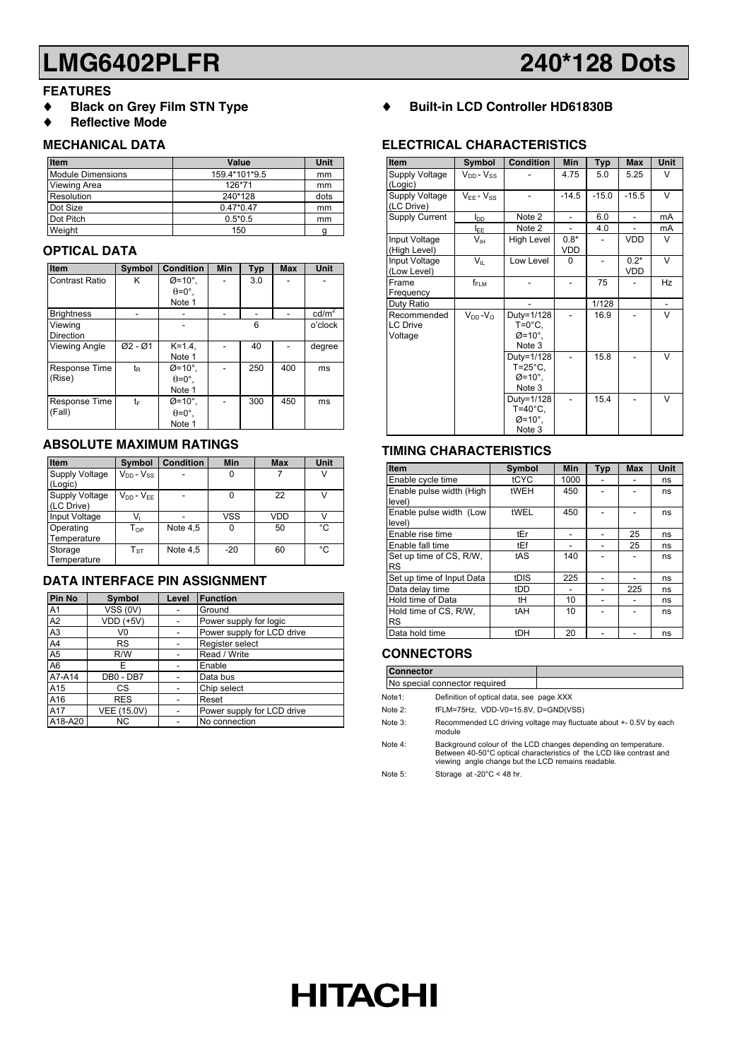# LMG6402PLFR 240*128 Dots

## FEATURES

- ♦ **Black on Grey Film STN Type**
- ♦ **Reflective Mode**
- ♦ **Built-in LCD Controller HD61830B**

## MECHANICAL DATA

| Item | Value | Unit |
|---|---|---|
| Module Dimensions | 159.4*101*9.5 | mm |
| Viewing Area | 126*71 | mm |
| Resolution | 240*128 | dots |
| Dot Size | 0.47*0.47 | mm |
| Dot Pitch | 0.5*0.5 | mm |
| Weight | 150 | g |

## OPTICAL DATA

| Item | Symbol | Condition | Min | Typ | Max | Unit |
|---|---|---|---|---|---|---|
| Contrast Ratio | K | Ø=10°, θ=0°, Note 1 | - | 3.0 | - | - |
| Brightness | - | - | - | - | - | $cd/m^2$ |
| Viewing Direction | | - | | 6 | | o'clock |
| Viewing Angle | Ø2 - Ø1 | K=1.4, Note 1 | - | 40 | - | degree |
| Response Time (Rise) | $t_R$ | Ø=10°, θ=0°, Note 1 | - | 250 | 400 | ms |
| Response Time (Fall) | $t_F$ | Ø=10°, θ=0°, Note 1 | - | 300 | 450 | ms |

## ABSOLUTE MAXIMUM RATINGS

| Item | Symbol | Condition | Min | Max | Unit |
|---|---|---|---|---|---|
| Supply Voltage (Logic) | $V_{DD}$ - $V_{SS}$ | - | 0 | 7 | V |
| Supply Voltage (LC Drive) | $V_{DD}$ - $V_{EE}$ | - | 0 | 22 | V |
| Input Voltage | $V_I$ | - | VSS | VDD | V |
| Operating Temperature | $T_{OP}$ | Note 4,5 | 0 | 50 | °C |
| Storage Temperature | $T_{ST}$ | Note 4,5 | -20 | 60 | °C |

## DATA INTERFACE PIN ASSIGNMENT

| Pin No | Symbol | Level | Function |
|---|---|---|---|
| A1 | VSS (0V) | - | Ground |
| A2 | VDD (+5V) | - | Power supply for logic |
| A3 | V0 | - | Power supply for LCD drive |
| A4 | RS | - | Register select |
| A5 | R/W | - | Read / Write |
| A6 | E | - | Enable |
| A7-A14 | DB0 - DB7 | - | Data bus |
| A15 | CS | - | Chip select |
| A16 | RES | - | Reset |
| A17 | VEE (15.0V) | - | Power supply for LCD drive |
| A18-A20 | NC | - | No connection |

## ELECTRICAL CHARACTERISTICS

| Item | Symbol | Condition | Min | Typ | Max | Unit |
|---|---|---|---|---|---|---|
| Supply Voltage (Logic) | $V_{DD}$ - $V_{SS}$ | - | 4.75 | 5.0 | 5.25 | V |
| Supply Voltage (LC Drive) | $V_{EE}$ - $V_{SS}$ | - | -14.5 | -15.0 | -15.5 | V |
| Supply Current | $I_{DD}$ | Note 2 | - | 6.0 | - | mA |
| | $I_{EE}$ | Note 2 | - | 4.0 | - | mA |
| Input Voltage (High Level) | $V_{IH}$ | High Level | 0.8* VDD | - | VDD | V |
| Input Voltage (Low Level) | $V_{IL}$ | Low Level | 0 | - | 0.2* VDD | V |
| Frame Frequency | $f_{FLM}$ | - | - | 75 | - | Hz |
| Duty Ratio | | - | | 1/128 | | - |
| Recommended LC Drive Voltage | $V_{DD}$ - $V_O$ | Duty=1/128 T=0°C, Ø=10°, Note 3 | - | 16.9 | - | V |
| | | Duty=1/128 T=25°C, Ø=10°, Note 3 | - | 15.8 | - | V |
| | | Duty=1/128 T=40°C, Ø=10°, Note 3 | - | 15.4 | - | V |

## TIMING CHARACTERISTICS

| Item | Symbol | Min | Typ | Max | Unit |
|---|---|---|---|---|---|
| Enable cycle time | tCYC | 1000 | - | - | ns |
| Enable pulse width (High level) | tWEH | 450 | - | - | ns |
| Enable pulse width (Low level) | tWEL | 450 | - | - | ns |
| Enable rise time | tEr | - | - | 25 | ns |
| Enable fall time | tEf | - | - | 25 | ns |
| Set up time of CS, R/W, RS | tAS | 140 | - | - | ns |
| Set up time of Input Data | tDIS | 225 | - | - | ns |
| Data delay time | tDD | - | - | 225 | ns |
| Hold time of Data | tH | 10 | - | - | ns |
| Hold time of CS, R/W, RS | tAH | 10 | - | - | ns |
| Data hold time | tDH | 20 | - | - | ns |

## CONNECTORS

| Connector | |
|---|---|
| No special connector required | |

Note1: Definition of optical data, see page XXX

Note 2: fFLM=75Hz, VDD-V0=15.8V, D=GND(VSS)

Note 3: Recommended LC driving voltage may fluctuate about +- 0.5V by each module

Note 4: Background colour of the LCD changes depending on temperature. Between 40-50°C optical characteristics of the LCD like contrast and viewing angle change but the LCD remains readable.

Note 5: Storage at -20°C < 48 hr.

HITACHI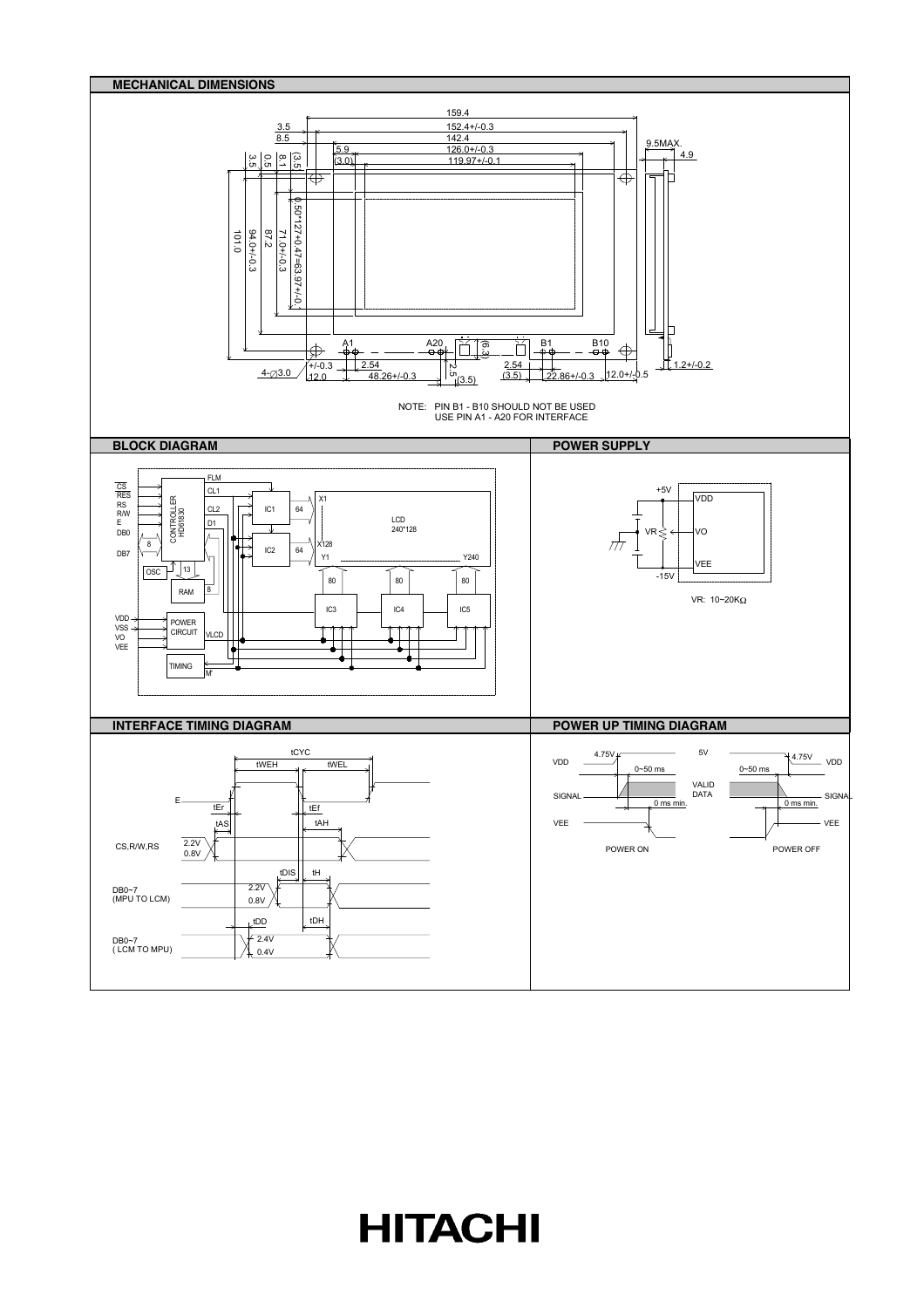## MECHANICAL DIMENSIONS

159.4
3.5
152.4+/-0.3
8.5
142.4
5.9
126.0+/-0.3
(3.0)
119.97+/-0.1
9.5MAX.
4.9
3.5
0.5
8.1
(3.5)
101.0
94.0+/-0.3
87.2
71.0+/-0.3
0.50*127+0.47=63.97+/-0.1
A1
A20
(6.3)
B1
B10
4-∅3.0
+/-0.3
12.0
2.54
48.26+/-0.3
2.5
(3.5)
2.54
(3.5)
22.86+/-0.3
12.0+/-0.5
1.2+/-0.2

NOTE: PIN B1 - B10 SHOULD NOT BE USED
USE PIN A1 - A20 FOR INTERFACE

## BLOCK DIAGRAM

CS
RES
RS
R/W
E
DB0
DB7
8
CONTROLLER HD61830
OSC
13
RAM
8
FLM
CL1
CL2
D1
IC1
64
IC2
64
X1
X128
LCD 240*128
Y1
Y240
80
80
80
IC3
IC4
IC5
VDD
VSS
VO
VEE
POWER CIRCUIT
VLCD
TIMING
M

## POWER SUPPLY

+5V
VDD
VR
VO
VEE
-15V

VR: 10~20KΩ

## INTERFACE TIMING DIAGRAM

tCYC
tWEH
tWEL
E
tEr
tEf
tAS
tAH
CS,R/W,RS
2.2V
0.8V
tDIS
tH
DB0~7 (MPU TO LCM)
2.2V
0.8V
tDD
tDH
DB0~7 ( LCM TO MPU)
2.4V
0.4V

## POWER UP TIMING DIAGRAM

VDD
4.75V
5V
4.75V
VDD
0~50 ms
0~50 ms
SIGNAL
VALID DATA
SIGNAL
0 ms min.
0 ms min.
VEE
VEE
POWER ON
POWER OFF

HITACHI